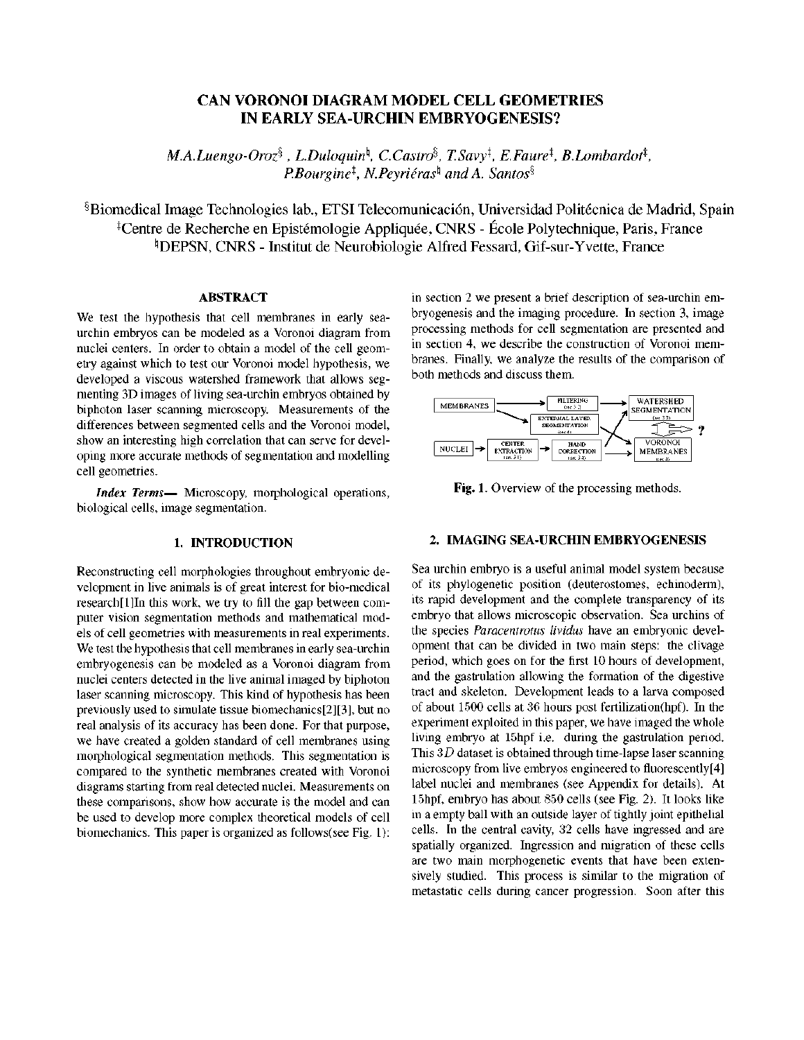# CAN VORONOI DIAGRAM MODEL CELL GEOMETRIES IN EARLY SEA-URCHIN EMBRYOGENESIS?

*M.A.Luengo-Oroz*[§], *L.Duloquin*[♮], *C.Castro*[§], *T.Savy*[‡], *E.Faure*[‡], *B.Lombardot*[‡], *P.Bourgine*[‡], *N.Peyriéras*[♮] *and A. Santos*[§]

[§]Biomedical Image Technologies lab., ETSI Telecomunicación, Universidad Politécnica de Madrid, Spain
[‡]Centre de Recherche en Epistémologie Appliquée, CNRS - École Polytechnique, Paris, France
[♮]DEPSN, CNRS - Institut de Neurobiologie Alfred Fessard, Gif-sur-Yvette, France

## ABSTRACT

We test the hypothesis that cell membranes in early sea-urchin embryos can be modeled as a Voronoi diagram from nuclei centers. In order to obtain a model of the cell geometry against which to test our Voronoi model hypothesis, we developed a viscous watershed framework that allows segmenting 3D images of living sea-urchin embryos obtained by biphoton laser scanning microscopy. Measurements of the differences between segmented cells and the Voronoi model, show an interesting high correlation that can serve for developing more accurate methods of segmentation and modelling cell geometries.

***Index Terms***— Microscopy, morphological operations, biological cells, image segmentation.

## 1. INTRODUCTION

Reconstructing cell morphologies throughout embryonic development in live animals is of great interest for bio-medical research[1]In this work, we try to fill the gap between computer vision segmentation methods and mathematical models of cell geometries with measurements in real experiments. We test the hypothesis that cell membranes in early sea-urchin embryogenesis can be modeled as a Voronoi diagram from nuclei centers detected in the live animal imaged by biphoton laser scanning microscopy. This kind of hypothesis has been previously used to simulate tissue biomechanics[2][3], but no real analysis of its accuracy has been done. For that purpose, we have created a golden standard of cell membranes using morphological segmentation methods. This segmentation is compared to the synthetic membranes created with Voronoi diagrams starting from real detected nuclei. Measurements on these comparisons, show how accurate is the model and can be used to develop more complex theoretical models of cell biomechanics. This paper is organized as follows(see Fig. 1): in section 2 we present a brief description of sea-urchin embryogenesis and the imaging procedure. In section 3, image processing methods for cell segmentation are presented and in section 4, we describe the construction of Voronoi membranes. Finally, we analyze the results of the comparison of both methods and discuss them.

**Fig. 1**. Overview of the processing methods.

## 2. IMAGING SEA-URCHIN EMBRYOGENESIS

Sea urchin embryo is a useful animal model system because of its phylogenetic position (deuterostomes, echinoderm), its rapid development and the complete transparency of its embryo that allows microscopic observation. Sea urchins of the species *Paracentrotus lividus* have an embryonic development that can be divided in two main steps: the clivage period, which goes on for the first 10 hours of development, and the gastrulation allowing the formation of the digestive tract and skeleton. Development leads to a larva composed of about 1500 cells at 36 hours post fertilization(hpf). In the experiment exploited in this paper, we have imaged the whole living embryo at 15hpf i.e. during the gastrulation period. This $3D$ dataset is obtained through time-lapse laser scanning microscopy from live embryos engineered to fluorescently[4] label nuclei and membranes (see Appendix for details). At 15hpf, embryo has about 850 cells (see Fig. 2). It looks like in a empty ball with an outside layer of tightly joint epithelial cells. In the central cavity, 32 cells have ingressed and are spatially organized. Ingression and migration of these cells are two main morphogenetic events that have been extensively studied. This process is similar to the migration of metastatic cells during cancer progression. Soon after this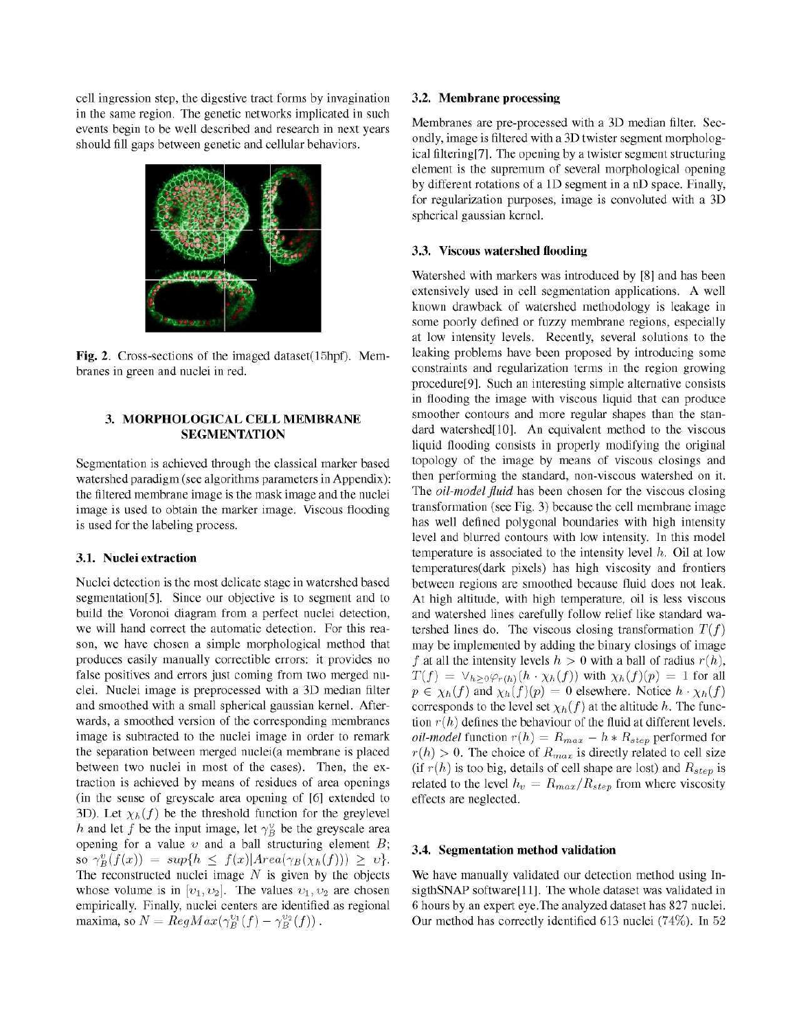cell ingression step, the digestive tract forms by invagination in the same region. The genetic networks implicated in such events begin to be well described and research in next years should fill gaps between genetic and cellular behaviors.

**Fig. 2**. Cross-sections of the imaged dataset(15hpf). Membranes in green and nuclei in red.

## 3. MORPHOLOGICAL CELL MEMBRANE SEGMENTATION

Segmentation is achieved through the classical marker based watershed paradigm (see algorithms parameters in Appendix): the filtered membrane image is the mask image and the nuclei image is used to obtain the marker image. Viscous flooding is used for the labeling process.

### 3.1. Nuclei extraction

Nuclei detection is the most delicate stage in watershed based segmentation[5]. Since our objective is to segment and to build the Voronoi diagram from a perfect nuclei detection, we will hand correct the automatic detection. For this reason, we have chosen a simple morphological method that produces easily manually correctible errors: it provides no false positives and errors just coming from two merged nuclei. Nuclei image is preprocessed with a 3D median filter and smoothed with a small spherical gaussian kernel. Afterwards, a smoothed version of the corresponding membranes image is subtracted to the nuclei image in order to remark the separation between merged nuclei(a membrane is placed between two nuclei in most of the cases). Then, the extraction is achieved by means of residues of area openings (in the sense of greyscale area opening of [6] extended to 3D). Let $\chi_h(f)$ be the threshold function for the greylevel $h$ and let $f$ be the input image, let $\gamma_B^v$ be the greyscale area opening for a value $v$ and a ball structuring element $B$; so $\gamma_B^v(f(x)) = sup\{h \leq f(x) | Area(\gamma_B(\chi_h(f))) \geq v\}$. The reconstructed nuclei image $N$ is given by the objects whose volume is in $[v_1, v_2]$. The values $v_1, v_2$ are chosen empirically. Finally, nuclei centers are identified as regional maxima, so $N = RegMax(\gamma_B^{v_1}(f) - \gamma_B^{v_2}(f))$.

### 3.2. Membrane processing

Membranes are pre-processed with a 3D median filter. Secondly, image is filtered with a 3D twister segment morphological filtering[7]. The opening by a twister segment structuring element is the supremum of several morphological opening by different rotations of a 1D segment in a nD space. Finally, for regularization purposes, image is convoluted with a 3D spherical gaussian kernel.

### 3.3. Viscous watershed flooding

Watershed with markers was introduced by [8] and has been extensively used in cell segmentation applications. A well known drawback of watershed methodology is leakage in some poorly defined or fuzzy membrane regions, especially at low intensity levels. Recently, several solutions to the leaking problems have been proposed by introducing some constraints and regularization terms in the region growing procedure[9]. Such an interesting simple alternative consists in flooding the image with viscous liquid that can produce smoother contours and more regular shapes than the standard watershed[10]. An equivalent method to the viscous liquid flooding consists in properly modifying the original topology of the image by means of viscous closings and then performing the standard, non-viscous watershed on it. The *oil-model fluid* has been chosen for the viscous closing transformation (see Fig. 3) because the cell membrane image has well defined polygonal boundaries with high intensity level and blurred contours with low intensity. In this model temperature is associated to the intensity level $h$. Oil at low temperatures(dark pixels) has high viscosity and frontiers between regions are smoothed because fluid does not leak. At high altitude, with high temperature, oil is less viscous and watershed lines carefully follow relief like standard watershed lines do. The viscous closing transformation $T(f)$ may be implemented by adding the binary closings of image $f$ at all the intensity levels $h > 0$ with a ball of radius $r(h)$, $T(f) = \vee_{h \geq 0} \varphi_{r(h)}(h \cdot \chi_h(f))$ with $\chi_h(f)(p) = 1$ for all $p \in \chi_h(f)$ and $\chi_h(f)(p) = 0$ elsewhere. Notice $h \cdot \chi_h(f)$ corresponds to the level set $\chi_h(f)$ at the altitude $h$. The function $r(h)$ defines the behaviour of the fluid at different levels. *oil-model* function $r(h) = R_{max} - h * R_{step}$ performed for $r(h) > 0$. The choice of $R_{max}$ is directly related to cell size (if $r(h)$ is too big, details of cell shape are lost) and $R_{step}$ is related to the level $h_v = R_{max}/R_{step}$ from where viscosity effects are neglected.

### 3.4. Segmentation method validation

We have manually validated our detection method using InsigthSNAP software[11]. The whole dataset was validated in 6 hours by an expert eye.The analyzed dataset has 827 nuclei. Our method has correctly identified 613 nuclei (74%). In 52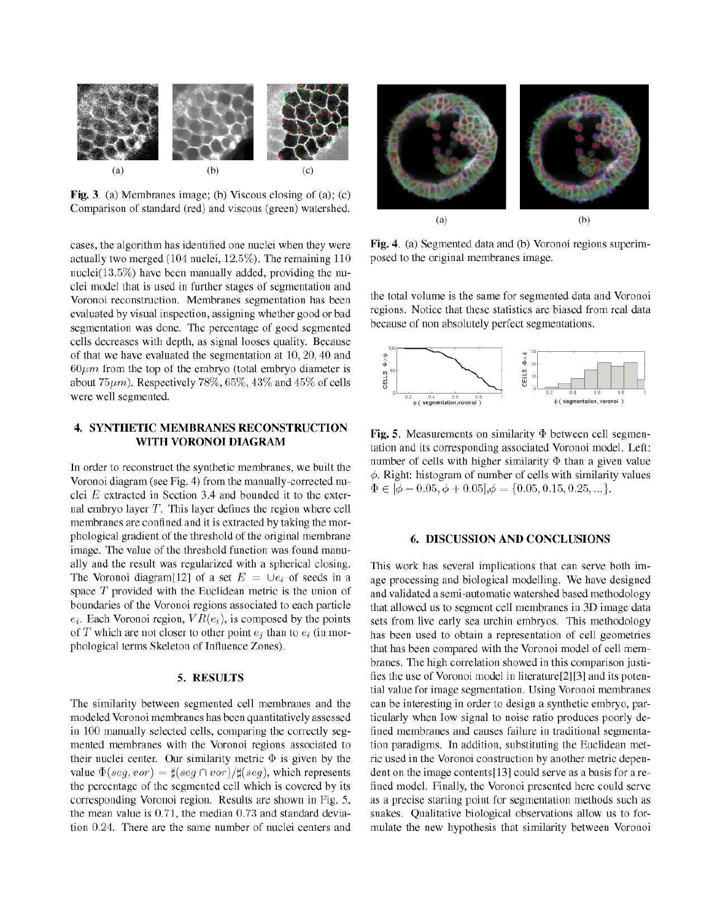Fig. 3. (a) Membranes image; (b) Viscous closing of (a); (c) Comparison of standard (red) and viscous (green) watershed.

cases, the algorithm has identified one nuclei when they were actually two merged (104 nuclei, 12.5%). The remaining 110 nuclei(13.5%) have been manually added, providing the nuclei model that is used in further stages of segmentation and Voronoi reconstruction. Membranes segmentation has been evaluated by visual inspection, assigning whether good or bad segmentation was done. The percentage of good segmented cells decreases with depth, as signal looses quality. Because of that we have evaluated the segmentation at 10, 20, 40 and $60\mu m$ from the top of the embryo (total embryo diameter is about $75\mu m$). Respectively 78%, 65%, 43% and 45% of cells were well segmented.

## 4. SYNTHETIC MEMBRANES RECONSTRUCTION WITH VORONOI DIAGRAM

In order to reconstruct the synthetic membranes, we built the Voronoi diagram (see Fig. 4) from the manually-corrected nuclei $E$ extracted in Section 3.4 and bounded it to the external embryo layer $T$. This layer defines the region where cell membranes are confined and it is extracted by taking the morphological gradient of the threshold of the original membrane image. The value of the threshold function was found manually and the result was regularized with a spherical closing. The Voronoi diagram[12] of a set $E = \cup e_i$ of seeds in a space $T$ provided with the Euclidean metric is the union of boundaries of the Voronoi regions associated to each particle $e_i$. Each Voronoi region, $VR(e_i)$, is composed by the points of $T$ which are not closer to other point $e_j$ than to $e_i$ (in morphological terms Skeleton of Influence Zones).

## 5. RESULTS

The similarity between segmented cell membranes and the modeled Voronoi membranes has been quantitatively assessed in 100 manually selected cells, comparing the correctly segmented membranes with the Voronoi regions associated to their nuclei center. Our similarity metric $\Phi$ is given by the value $\Phi(seg, vor) = \sharp(seg \cap vor)/\sharp(seg)$, which represents the percentage of the segmented cell which is covered by its corresponding Voronoi region. Results are shown in Fig. 5, the mean value is 0.71, the median 0.73 and standard deviation 0.24. There are the same number of nuclei centers and the total volume is the same for segmented data and Voronoi regions. Notice that these statistics are biased from real data because of non absolutely perfect segmentations.

Fig. 4. (a) Segmented data and (b) Voronoi regions superimposed to the original membranes image.

Fig. 5. Measurements on similarity $\Phi$ between cell segmentation and its corresponding associated Voronoi model. Left: number of cells with higher similarity $\Phi$ than a given value $\phi$. Right: histogram of number of cells with similarity values $\Phi \in [\phi - 0.05, \phi + 0.05]$, $\phi = \{0.05, 0.15, 0.25, ...\}$.

## 6. DISCUSSION AND CONCLUSIONS

This work has several implications that can serve both image processing and biological modelling. We have designed and validated a semi-automatic watershed based methodology that allowed us to segment cell membranes in 3D image data sets from live early sea urchin embryos. This methodology has been used to obtain a representation of cell geometries that has been compared with the Voronoi model of cell membranes. The high correlation showed in this comparison justifies the use of Voronoi model in literature[2][3] and its potential value for image segmentation. Using Voronoi membranes can be interesting in order to design a synthetic embryo, particularly when low signal to noise ratio produces poorly defined membranes and causes failure in traditional segmentation paradigms. In addition, substituting the Euclidean metric used in the Voronoi construction by another metric dependent on the image contents[13] could serve as a basis for a refined model. Finally, the Voronoi presented here could serve as a precise starting point for segmentation methods such as snakes. Qualitative biological observations allow us to formulate the new hypothesis that similarity between Voronoi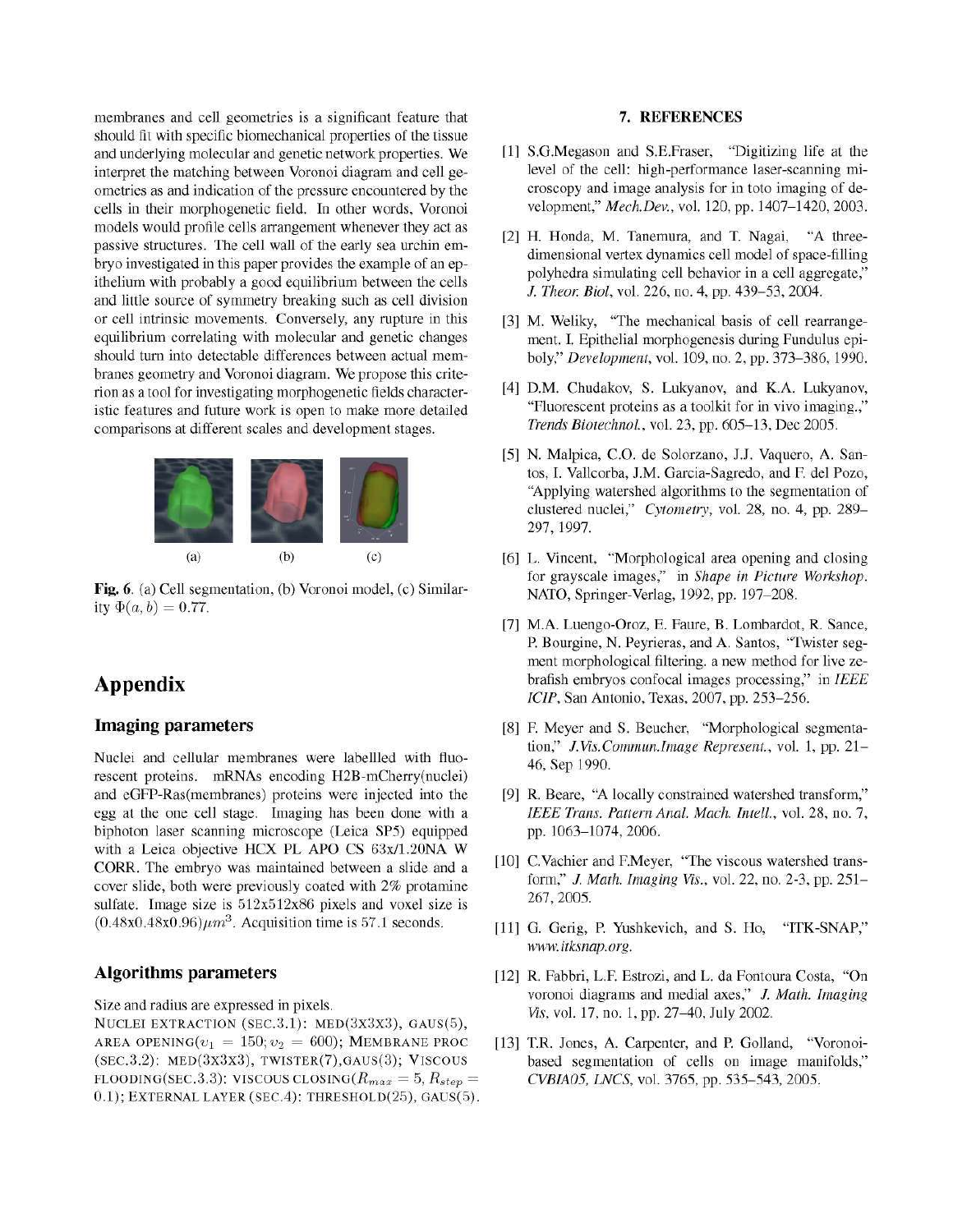membranes and cell geometries is a significant feature that should fit with specific biomechanical properties of the tissue and underlying molecular and genetic network properties. We interpret the matching between Voronoi diagram and cell geometries as and indication of the pressure encountered by the cells in their morphogenetic field. In other words, Voronoi models would profile cells arrangement whenever they act as passive structures. The cell wall of the early sea urchin embryo investigated in this paper provides the example of an epithelium with probably a good equilibrium between the cells and little source of symmetry breaking such as cell division or cell intrinsic movements. Conversely, any rupture in this equilibrium correlating with molecular and genetic changes should turn into detectable differences between actual membranes geometry and Voronoi diagram. We propose this criterion as a tool for investigating morphogenetic fields characteristic features and future work is open to make more detailed comparisons at different scales and development stages.

(a) (b) (c)

**Fig. 6**. (a) Cell segmentation, (b) Voronoi model, (c) Similarity $\Phi(a, b) = 0.77$.

## Appendix

### Imaging parameters

Nuclei and cellular membranes were labellled with fluorescent proteins. mRNAs encoding H2B-mCherry(nuclei) and eGFP-Ras(membranes) proteins were injected into the egg at the one cell stage. Imaging has been done with a biphoton laser scanning microscope (Leica SP5) equipped with a Leica objective HCX PL APO CS 63x/1.20NA W CORR. The embryo was maintained between a slide and a cover slide, both were previously coated with 2% protamine sulfate. Image size is 512x512x86 pixels and voxel size is $(0.48\text{x}0.48\text{x}0.96)\mu m^3$. Acquisition time is 57.1 seconds.

### Algorithms parameters

Size and radius are expressed in pixels.
NUCLEI EXTRACTION (SEC.3.1): MED(3X3X3), GAUS(5), AREA OPENING($v_1 = 150; v_2 = 600$); MEMBRANE PROC (SEC.3.2): MED(3X3X3), TWISTER(7),GAUS(3); VISCOUS FLOODING(SEC.3.3): VISCOUS CLOSING($R_{max} = 5$, $R_{step} = 0.1$); EXTERNAL LAYER (SEC.4): THRESHOLD(25), GAUS(5).

## 7. REFERENCES

[1] S.G.Megason and S.E.Fraser, "Digitizing life at the level of the cell: high-performance laser-scanning microscopy and image analysis for in toto imaging of development," *Mech.Dev.*, vol. 120, pp. 1407–1420, 2003.

[2] H. Honda, M. Tanemura, and T. Nagai, "A three-dimensional vertex dynamics cell model of space-filling polyhedra simulating cell behavior in a cell aggregate," *J. Theor. Biol*, vol. 226, no. 4, pp. 439–53, 2004.

[3] M. Weliky, "The mechanical basis of cell rearrangement. I. Epithelial morphogenesis during Fundulus epiboly," *Development*, vol. 109, no. 2, pp. 373–386, 1990.

[4] D.M. Chudakov, S. Lukyanov, and K.A. Lukyanov, "Fluorescent proteins as a toolkit for in vivo imaging.," *Trends Biotechnol.*, vol. 23, pp. 605–13, Dec 2005.

[5] N. Malpica, C.O. de Solorzano, J.J. Vaquero, A. Santos, I. Vallcorba, J.M. Garcia-Sagredo, and F. del Pozo, "Applying watershed algorithms to the segmentation of clustered nuclei," *Cytometry*, vol. 28, no. 4, pp. 289–297, 1997.

[6] L. Vincent, "Morphological area opening and closing for grayscale images," in *Shape in Picture Workshop*. NATO, Springer-Verlag, 1992, pp. 197–208.

[7] M.A. Luengo-Oroz, E. Faure, B. Lombardot, R. Sance, P. Bourgine, N. Peyrieras, and A. Santos, "Twister segment morphological filtering. a new method for live zebrafish embryos confocal images processing," in *IEEE ICIP*, San Antonio, Texas, 2007, pp. 253–256.

[8] F. Meyer and S. Beucher, "Morphological segmentation," *J.Vis.Commun.Image Represent.*, vol. 1, pp. 21–46, Sep 1990.

[9] R. Beare, "A locally constrained watershed transform," *IEEE Trans. Pattern Anal. Mach. Intell.*, vol. 28, no. 7, pp. 1063–1074, 2006.

[10] C.Vachier and F.Meyer, "The viscous watershed transform," *J. Math. Imaging Vis.*, vol. 22, no. 2-3, pp. 251–267, 2005.

[11] G. Gerig, P. Yushkevich, and S. Ho, "ITK-SNAP," *www.itksnap.org*.

[12] R. Fabbri, L.F. Estrozi, and L. da Fontoura Costa, "On voronoi diagrams and medial axes," *J. Math. Imaging Vis*, vol. 17, no. 1, pp. 27–40, July 2002.

[13] T.R. Jones, A. Carpenter, and P. Golland, "Voronoi-based segmentation of cells on image manifolds," *CVBIA05, LNCS*, vol. 3765, pp. 535–543, 2005.